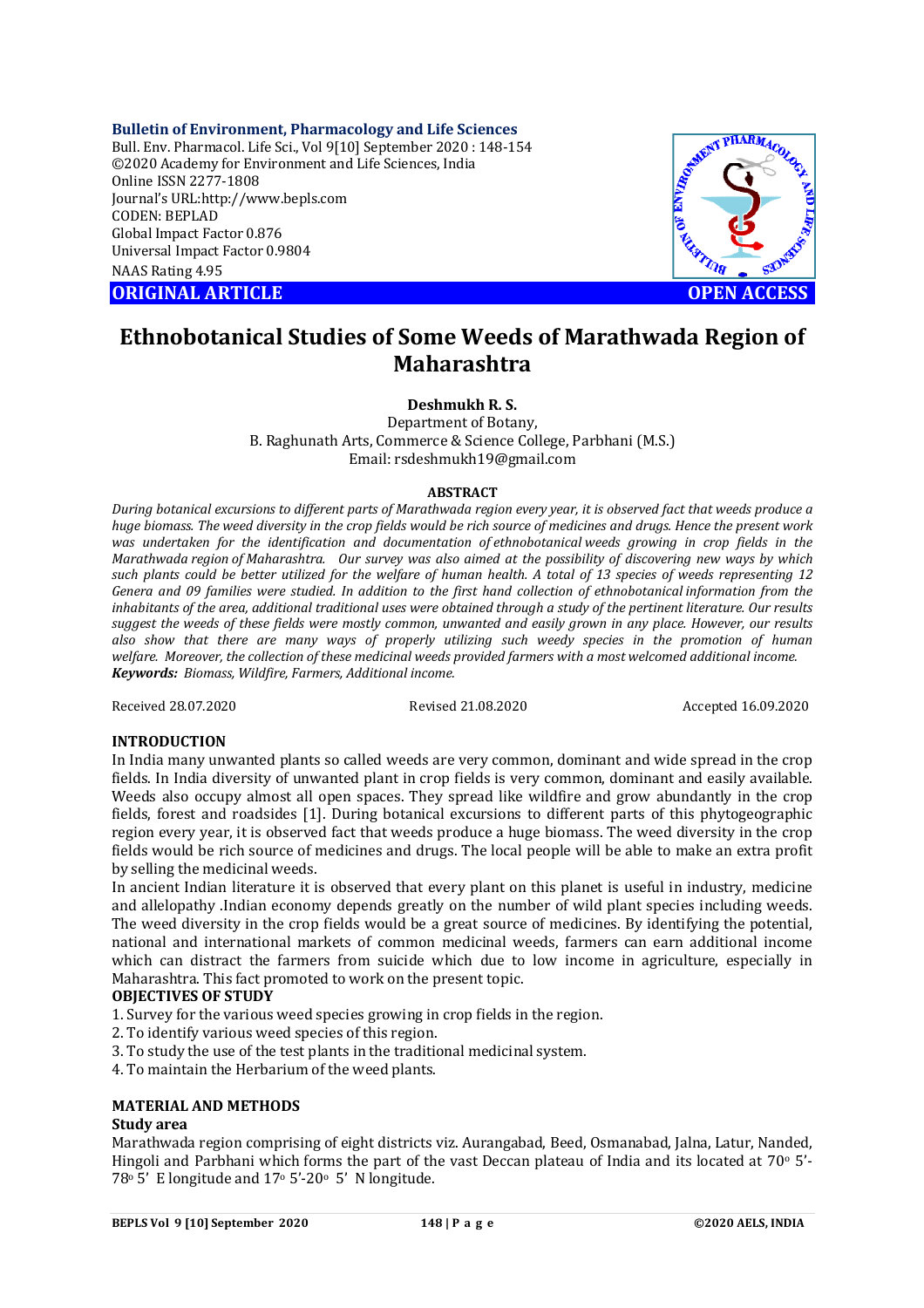**Bulletin of Environment, Pharmacology and Life Sciences**
Bull. Env. Pharmacol. Life Sci., Vol 9[10] September 2020 : 148-154
©2020 Academy for Environment and Life Sciences, India
Online ISSN 2277-1808
Journal's URL:http://www.bepls.com
CODEN: BEPLAD
Global Impact Factor 0.876
Universal Impact Factor 0.9804
NAAS Rating 4.95

**ORIGINAL ARTICLE** **OPEN ACCESS**

# Ethnobotanical Studies of Some Weeds of Marathwada Region of Maharashtra

**Deshmukh R. S.**
Department of Botany,
B. Raghunath Arts, Commerce & Science College, Parbhani (M.S.)
Email: rsdeshmukh19@gmail.com

## ABSTRACT

*During botanical excursions to different parts of Marathwada region every year, it is observed fact that weeds produce a huge biomass. The weed diversity in the crop fields would be rich source of medicines and drugs. Hence the present work was undertaken for the identification and documentation of ethnobotanical weeds growing in crop fields in the Marathwada region of Maharashtra. Our survey was also aimed at the possibility of discovering new ways by which such plants could be better utilized for the welfare of human health. A total of 13 species of weeds representing 12 Genera and 09 families were studied. In addition to the first hand collection of ethnobotanical information from the inhabitants of the area, additional traditional uses were obtained through a study of the pertinent literature. Our results suggest the weeds of these fields were mostly common, unwanted and easily grown in any place. However, our results also show that there are many ways of properly utilizing such weedy species in the crop fields in the promotion of human welfare. Moreover, the collection of these medicinal weeds provided farmers with a most welcomed additional income.*

***Keywords:*** *Biomass, Wildfire, Farmers, Additional income.*

Received 28.07.2020 Revised 21.08.2020 Accepted 16.09.2020

## INTRODUCTION

In India many unwanted plants so called weeds are very common, dominant and wide spread in the crop fields. In India diversity of unwanted plant in crop fields is very common, dominant and easily available. Weeds also occupy almost all open spaces. They spread like wildfire and grow abundantly in the crop fields, forest and roadsides [1]. During botanical excursions to different parts of this phytogeographic region every year, it is observed fact that weeds produce a huge biomass. The weed diversity in the crop fields would be rich source of medicines and drugs. The local people will be able to make an extra profit by selling the medicinal weeds.

In ancient Indian literature it is observed that every plant on this planet is useful in industry, medicine and allelopathy .Indian economy depends greatly on the number of wild plant species including weeds. The weed diversity in the crop fields would be a great source of medicines. By identifying the potential, national and international markets of common medicinal weeds, farmers can earn additional income which can distract the farmers from suicide which due to low income in agriculture, especially in Maharashtra. This fact promoted to work on the present topic.

## OBJECTIVES OF STUDY

1. Survey for the various weed species growing in crop fields in the region.
2. To identify various weed species of this region.
3. To study the use of the test plants in the traditional medicinal system.
4. To maintain the Herbarium of the weed plants.

## MATERIAL AND METHODS

### Study area

Marathwada region comprising of eight districts viz. Aurangabad, Beed, Osmanabad, Jalna, Latur, Nanded, Hingoli and Parbhani which forms the part of the vast Deccan plateau of India and its located at 70° 5'-78° 5' E longitude and 17° 5'-20° 5' N longitude.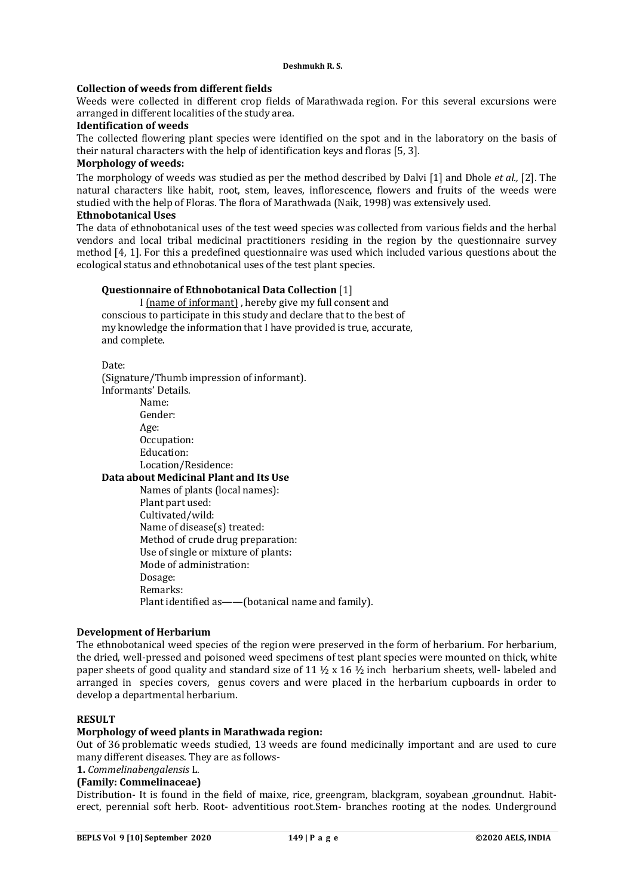**Collection of weeds from different fields**

Weeds were collected in different crop fields of Marathwada region. For this several excursions were arranged in different localities of the study area.

**Identification of weeds**

The collected flowering plant species were identified on the spot and in the laboratory on the basis of their natural characters with the help of identification keys and floras [5, 3].

**Morphology of weeds:**

The morphology of weeds was studied as per the method described by Dalvi [1] and Dhole *et al.,* [2]. The natural characters like habit, root, stem, leaves, inflorescence, flowers and fruits of the weeds were studied with the help of Floras. The flora of Marathwada (Naik, 1998) was extensively used.

**Ethnobotanical Uses**

The data of ethnobotanical uses of the test weed species was collected from various fields and the herbal vendors and local tribal medicinal practitioners residing in the region by the questionnaire survey method [4, 1]. For this a predefined questionnaire was used which included various questions about the ecological status and ethnobotanical uses of the test plant species.

**Questionnaire of Ethnobotanical Data Collection** [1]

I <u>(name of informant)</u> , hereby give my full consent and conscious to participate in this study and declare that to the best of my knowledge the information that I have provided is true, accurate, and complete.

Date:

(Signature/Thumb impression of informant).

Informants' Details.

Name:
Gender:
Age:
Occupation:
Education:
Location/Residence:

**Data about Medicinal Plant and Its Use**

Names of plants (local names):
Plant part used:
Cultivated/wild:
Name of disease(s) treated:
Method of crude drug preparation:
Use of single or mixture of plants:
Mode of administration:
Dosage:
Remarks:
Plant identified as——(botanical name and family).

**Development of Herbarium**

The ethnobotanical weed species of the region were preserved in the form of herbarium. For herbarium, the dried, well-pressed and poisoned weed specimens of test plant species were mounted on thick, white paper sheets of good quality and standard size of 11 ½ x 16 ½ inch herbarium sheets, well- labeled and arranged in species covers, genus covers and were placed in the herbarium cupboards in order to develop a departmental herbarium.

**RESULT**

**Morphology of weed plants in Marathwada region:**

Out of 36 problematic weeds studied, 13 weeds are found medicinally important and are used to cure many different diseases. They are as follows-

**1.** *Commelinabengalensis* L.

**(Family: Commelinaceae)**

Distribution- It is found in the field of maixe, rice, greengram, blackgram, soyabean ,groundnut. Habit- erect, perennial soft herb. Root- adventitious root.Stem- branches rooting at the nodes. Underground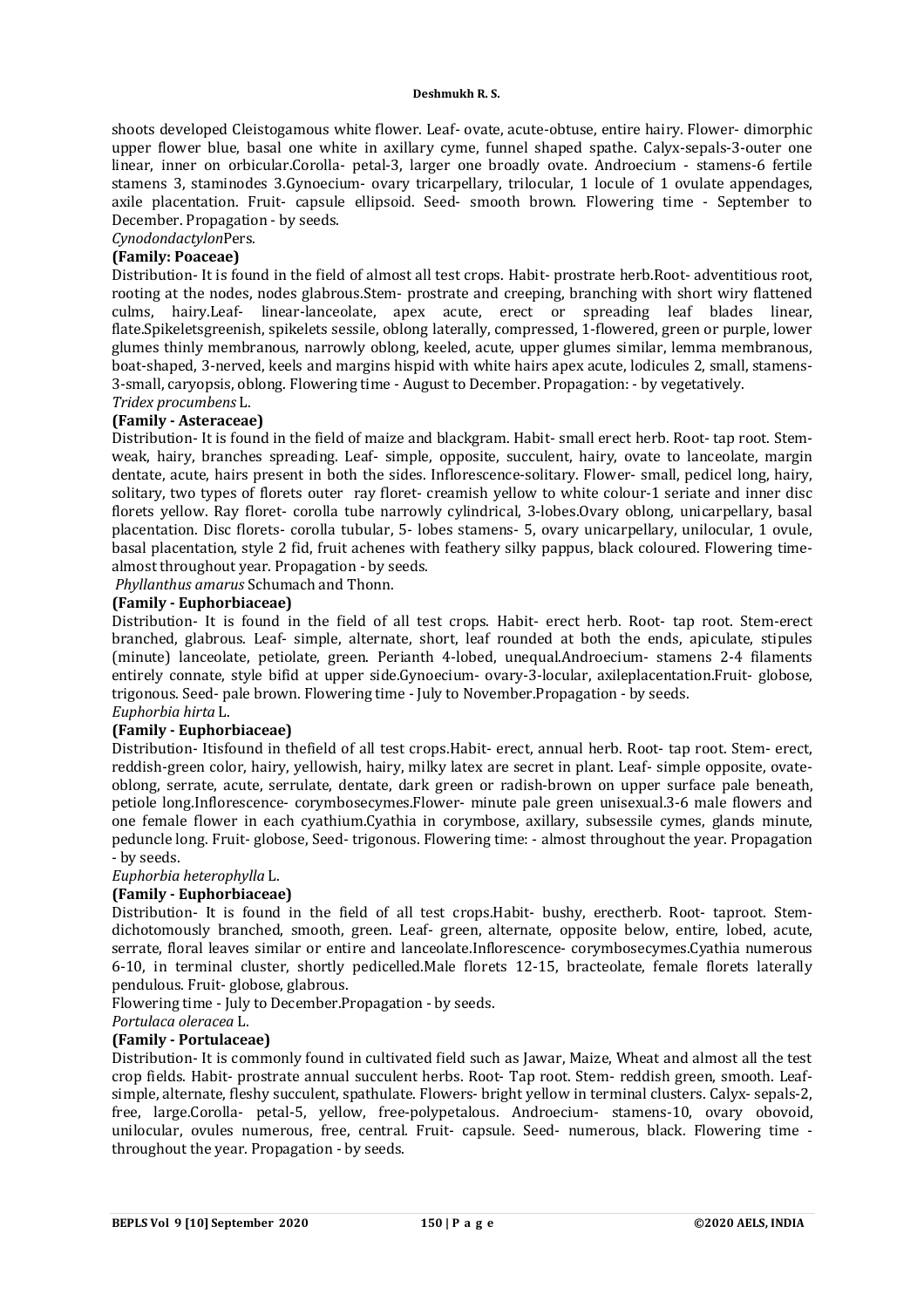shoots developed Cleistogamous white flower. Leaf- ovate, acute-obtuse, entire hairy. Flower- dimorphic upper flower blue, basal one white in axillary cyme, funnel shaped spathe. Calyx-sepals-3-outer one linear, inner on orbicular.Corolla- petal-3, larger one broadly ovate. Androecium - stamens-6 fertile stamens 3, staminodes 3.Gynoecium- ovary tricarpellary, trilocular, 1 locule of 1 ovulate appendages, axile placentation. Fruit- capsule ellipsoid. Seed- smooth brown. Flowering time - September to December. Propagation - by seeds.

*Cynodondactylon*Pers.

**(Family: Poaceae)**

Distribution- It is found in the field of almost all test crops. Habit- prostrate herb.Root- adventitious root, rooting at the nodes, nodes glabrous.Stem- prostrate and creeping, branching with short wiry flattened culms, hairy.Leaf- linear-lanceolate, apex acute, erect or spreading leaf blades linear, flat.Spikeletsgreenish, spikelets sessile, oblong laterally, compressed, 1-flowered, green or purple, lower glumes thinly membranous, narrowly oblong, keeled, acute, upper glumes similar, lemma membranous, boat-shaped, 3-nerved, keels and margins hispid with white hairs apex acute, lodicules 2, small, stamens-3-small, caryopsis, oblong. Flowering time - August to December. Propagation: - by vegetatively.

*Tridex procumbens* L.

**(Family - Asteraceae)**

Distribution- It is found in the field of maize and blackgram. Habit- small erect herb. Root- tap root. Stem-weak, hairy, branches spreading. Leaf- simple, opposite, succulent, hairy, ovate to lanceolate, margin dentate, acute, hairs present in both the sides. Inflorescence-solitary. Flower- small, pedicel long, hairy, solitary, two types of florets outer ray floret- creamish yellow to white colour-1 seriate and inner disc florets yellow. Ray floret- corolla tube narrowly cylindrical, 3-lobes.Ovary oblong, unicarpellary, basal placentation. Disc florets- corolla tubular, 5- lobes stamens- 5, ovary unicarpellary, unilocular, 1 ovule, basal placentation, style 2 fid, fruit achenes with feathery silky pappus, black coloured. Flowering time-almost throughout year. Propagation - by seeds.

*Phyllanthus amarus* Schumach and Thonn.

**(Family - Euphorbiaceae)**

Distribution- It is found in the field of all test crops. Habit- erect herb. Root- tap root. Stem-erect branched, glabrous. Leaf- simple, alternate, short, leaf rounded at both the ends, apiculate, stipules (minute) lanceolate, petiolate, green. Perianth 4-lobed, unequal.Androecium- stamens 2-4 filaments entirely connate, style bifid at upper side.Gynoecium- ovary-3-locular, axileplacentation.Fruit- globose, trigonous. Seed- pale brown. Flowering time - July to November.Propagation - by seeds.

*Euphorbia hirta* L.

**(Family - Euphorbiaceae)**

Distribution- Itisfound in thefield of all test crops.Habit- erect, annual herb. Root- tap root. Stem- erect, reddish-green color, hairy, yellowish, hairy, milky latex are secret in plant. Leaf- simple opposite, ovate-oblong, serrate, acute, serrulate, dentate, dark green or radish-brown on upper surface pale beneath, petiole long.Inflorescence- corymbosecymes.Flower- minute pale green unisexual.3-6 male flowers and one female flower in each cyathium.Cyathia in corymbose, axillary, subsessile cymes, glands minute, peduncle long. Fruit- globose, Seed- trigonous. Flowering time: - almost throughout the year. Propagation - by seeds.

*Euphorbia heterophylla* L.

**(Family - Euphorbiaceae)**

Distribution- It is found in the field of all test crops.Habit- bushy, erectherb. Root- taproot. Stem-dichotomously branched, smooth, green. Leaf- green, alternate, opposite below, entire, lobed, acute, serrate, floral leaves similar or entire and lanceolate.Inflorescence- corymbosecymes.Cyathia numerous 6-10, in terminal cluster, shortly pedicelled.Male florets 12-15, bracteolate, female florets laterally pendulous. Fruit- globose, glabrous.

Flowering time - July to December.Propagation - by seeds.

*Portulaca oleracea* L.

**(Family - Portulaceae)**

Distribution- It is commonly found in cultivated field such as Jawar, Maize, Wheat and almost all the test crop fields. Habit- prostrate annual succulent herbs. Root- Tap root. Stem- reddish green, smooth. Leaf-simple, alternate, fleshy succulent, spathulate. Flowers- bright yellow in terminal clusters. Calyx- sepals-2, free, large.Corolla- petal-5, yellow, free-polypetalous. Androecium- stamens-10, ovary obovoid, unilocular, ovules numerous, free, central. Fruit- capsule. Seed- numerous, black. Flowering time - throughout the year. Propagation - by seeds.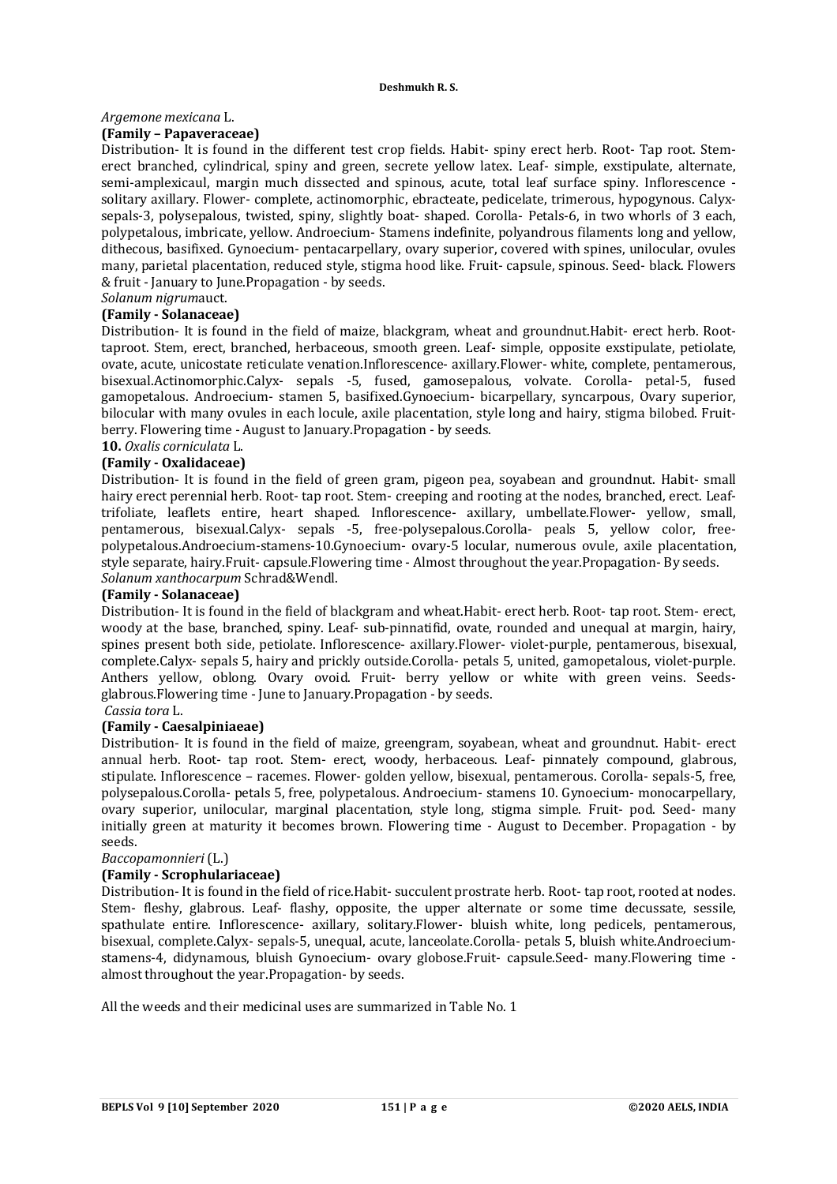*Argemone mexicana* L.

**(Family – Papaveraceae)**

Distribution- It is found in the different test crop fields. Habit- spiny erect herb. Root- Tap root. Stem- erect branched, cylindrical, spiny and green, secrete yellow latex. Leaf- simple, exstipulate, alternate, semi-amplexicaul, margin much dissected and spinous, acute, total leaf surface spiny. Inflorescence - solitary axillary. Flower- complete, actinomorphic, ebracteate, pedicelate, trimerous, hypogynous. Calyx- sepals-3, polysepalous, twisted, spiny, slightly boat- shaped. Corolla- Petals-6, in two whorls of 3 each, polypetalous, imbricate, yellow. Androecium- Stamens indefinite, polyandrous filaments long and yellow, dithecous, basifixed. Gynoecium- pentacarpellary, ovary superior, covered with spines, unilocular, ovules many, parietal placentation, reduced style, stigma hood like. Fruit- capsule, spinous. Seed- black. Flowers & fruit - January to June.Propagation - by seeds.

*Solanum nigrum*auct.

**(Family - Solanaceae)**

Distribution- It is found in the field of maize, blackgram, wheat and groundnut.Habit- erect herb. Root- taproot. Stem, erect, branched, herbaceous, smooth green. Leaf- simple, opposite exstipulate, petiolate, ovate, acute, unicostate reticulate venation.Inflorescence- axillary.Flower- white, complete, pentamerous, bisexual.Actinomorphic.Calyx- sepals -5, fused, gamosepalous, volvate. Corolla- petal-5, fused gamopetalous. Androecium- stamen 5, basifixed.Gynoecium- bicarpellary, syncarpous, Ovary superior, bilocular with many ovules in each locule, axile placentation, style long and hairy, stigma bilobed. Fruit- berry. Flowering time - August to January.Propagation - by seeds.

**10.** *Oxalis corniculata* L.

**(Family - Oxalidaceae)**

Distribution- It is found in the field of green gram, pigeon pea, soyabean and groundnut. Habit- small hairy erect perennial herb. Root- tap root. Stem- creeping and rooting at the nodes, branched, erect. Leaf- trifoliate, leaflets entire, heart shaped. Inflorescence- axillary, umbellate.Flower- yellow, small, pentamerous, bisexual.Calyx- sepals -5, free-polysepalous.Corolla- peals 5, yellow color, free-polypetalous.Androecium-stamens-10.Gynoecium- ovary-5 locular, numerous ovule, axile placentation, style separate, hairy.Fruit- capsule.Flowering time - Almost throughout the year.Propagation- By seeds.

*Solanum xanthocarpum* Schrad&Wendl.

**(Family - Solanaceae)**

Distribution- It is found in the field of blackgram and wheat.Habit- erect herb. Root- tap root. Stem- erect, woody at the base, branched, spiny. Leaf- sub-pinnatifid, ovate, rounded and unequal at margin, hairy, spines present both side, petiolate. Inflorescence- axillary.Flower- violet-purple, pentamerous, bisexual, complete.Calyx- sepals 5, hairy and prickly outside.Corolla- petals 5, united, gamopetalous, violet-purple. Anthers yellow, oblong. Ovary ovoid. Fruit- berry yellow or white with green veins. Seeds- glabrous.Flowering time - June to January.Propagation - by seeds.

*Cassia tora* L.

**(Family - Caesalpiniaeae)**

Distribution- It is found in the field of maize, greengram, soyabean, wheat and groundnut. Habit- erect annual herb. Root- tap root. Stem- erect, woody, herbaceous. Leaf- pinnately compound, glabrous, stipulate. Inflorescence – racemes. Flower- golden yellow, bisexual, pentamerous. Corolla- sepals-5, free, polysepalous.Corolla- petals 5, free, polypetalous. Androecium- stamens 10. Gynoecium- monocarpellary, ovary superior, unilocular, marginal placentation, style long, stigma simple. Fruit- pod. Seed- many initially green at maturity it becomes brown. Flowering time - August to December. Propagation - by seeds.

*Baccopamonnieri* (L.)

**(Family - Scrophulariaceae)**

Distribution- It is found in the field of rice.Habit- succulent prostrate herb. Root- tap root, rooted at nodes. Stem- fleshy, glabrous. Leaf- flashy, opposite, the upper alternate or some time decussate, sessile, spathulate entire. Inflorescence- axillary, solitary.Flower- bluish white, long pedicels, pentamerous, bisexual, complete.Calyx- sepals-5, unequal, acute, lanceolate.Corolla- petals 5, bluish white.Androecium- stamens-4, didynamous, bluish Gynoecium- ovary globose.Fruit- capsule.Seed- many.Flowering time - almost throughout the year.Propagation- by seeds.

All the weeds and their medicinal uses are summarized in Table No. 1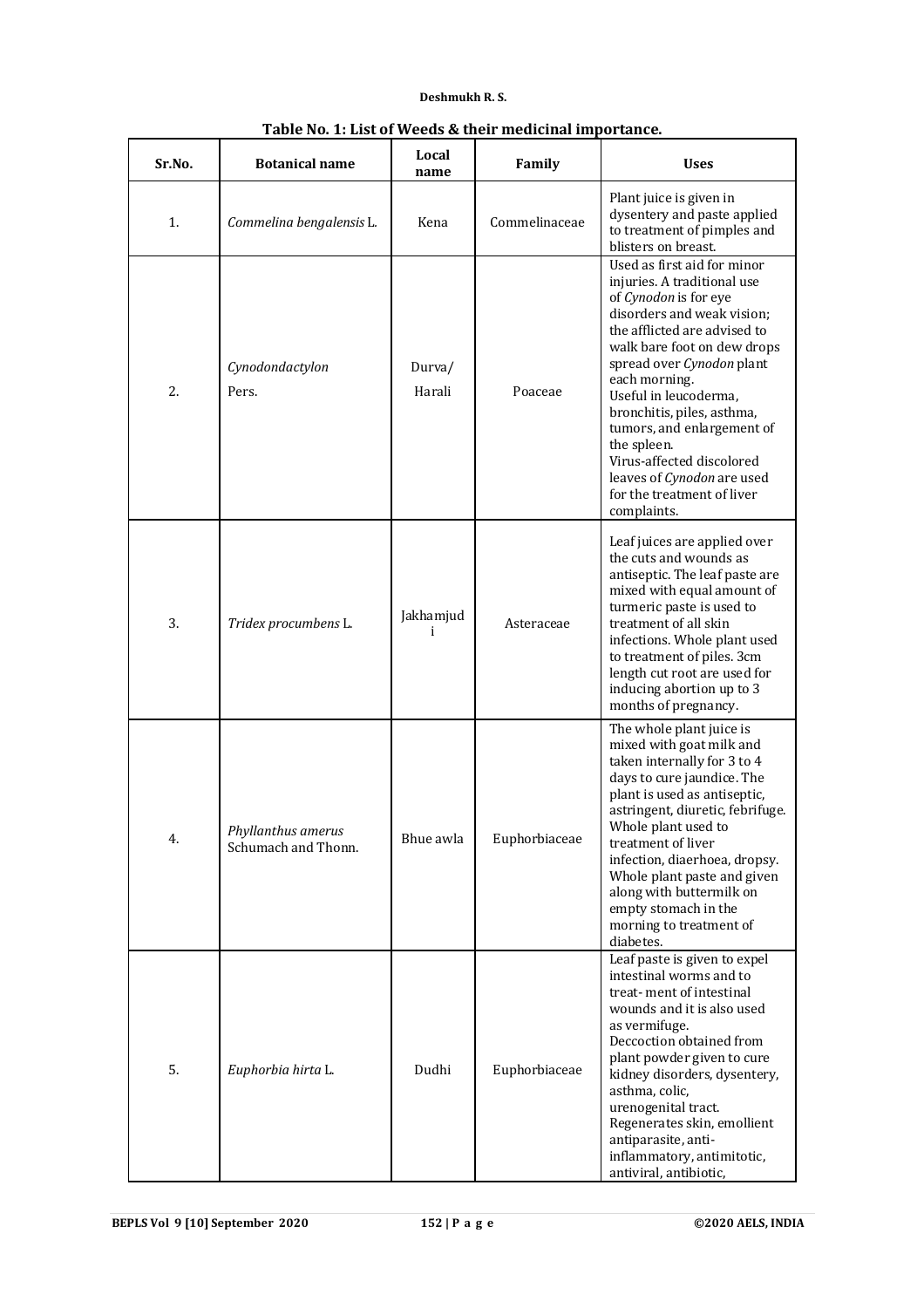**Table No. 1: List of Weeds & their medicinal importance.**

| Sr.No. | Botanical name | Local name | Family | Uses |
|---|---|---|---|---|
| 1. | *Commelina bengalensis* L. | Kena | Commelinaceae | Plant juice is given in dysentery and paste applied to treatment of pimples and blisters on breast. |
| 2. | *Cynodondactylon* Pers. | Durva/ Harali | Poaceae | Used as first aid for minor injuries. A traditional use of *Cynodon* is for eye disorders and weak vision; the afflicted are advised to walk bare foot on dew drops spread over *Cynodon* plant each morning. Useful in leucoderma, bronchitis, piles, asthma, tumors, and enlargement of the spleen. Virus-affected discolored leaves of *Cynodon* are used for the treatment of liver complaints. |
| 3. | *Tridex procumbens* L. | Jakhamjudi | Asteraceae | Leaf juices are applied over the cuts and wounds as antiseptic. The leaf paste are mixed with equal amount of turmeric paste is used to treatment of all skin infections. Whole plant used to treatment of piles. 3cm length cut root are used for inducing abortion up to 3 months of pregnancy. |
| 4. | *Phyllanthus amerus* Schumach and Thonn. | Bhue awla | Euphorbiaceae | The whole plant juice is mixed with goat milk and taken internally for 3 to 4 days to cure jaundice. The plant is used as antiseptic, astringent, diuretic, febrifuge. Whole plant used to treatment of liver infection, diaerhoea, dropsy. Whole plant paste and given along with buttermilk on empty stomach in the morning to treatment of diabetes. |
| 5. | *Euphorbia hirta* L. | Dudhi | Euphorbiaceae | Leaf paste is given to expel intestinal worms and to treat- ment of intestinal wounds and it is also used as vermifuge. Deccoction obtained from plant powder given to cure kidney disorders, dysentery, asthma, colic, urenogenital tract. Regenerates skin, emollient antiparasite, anti-inflammatory, antimitotic, antiviral, antibiotic, |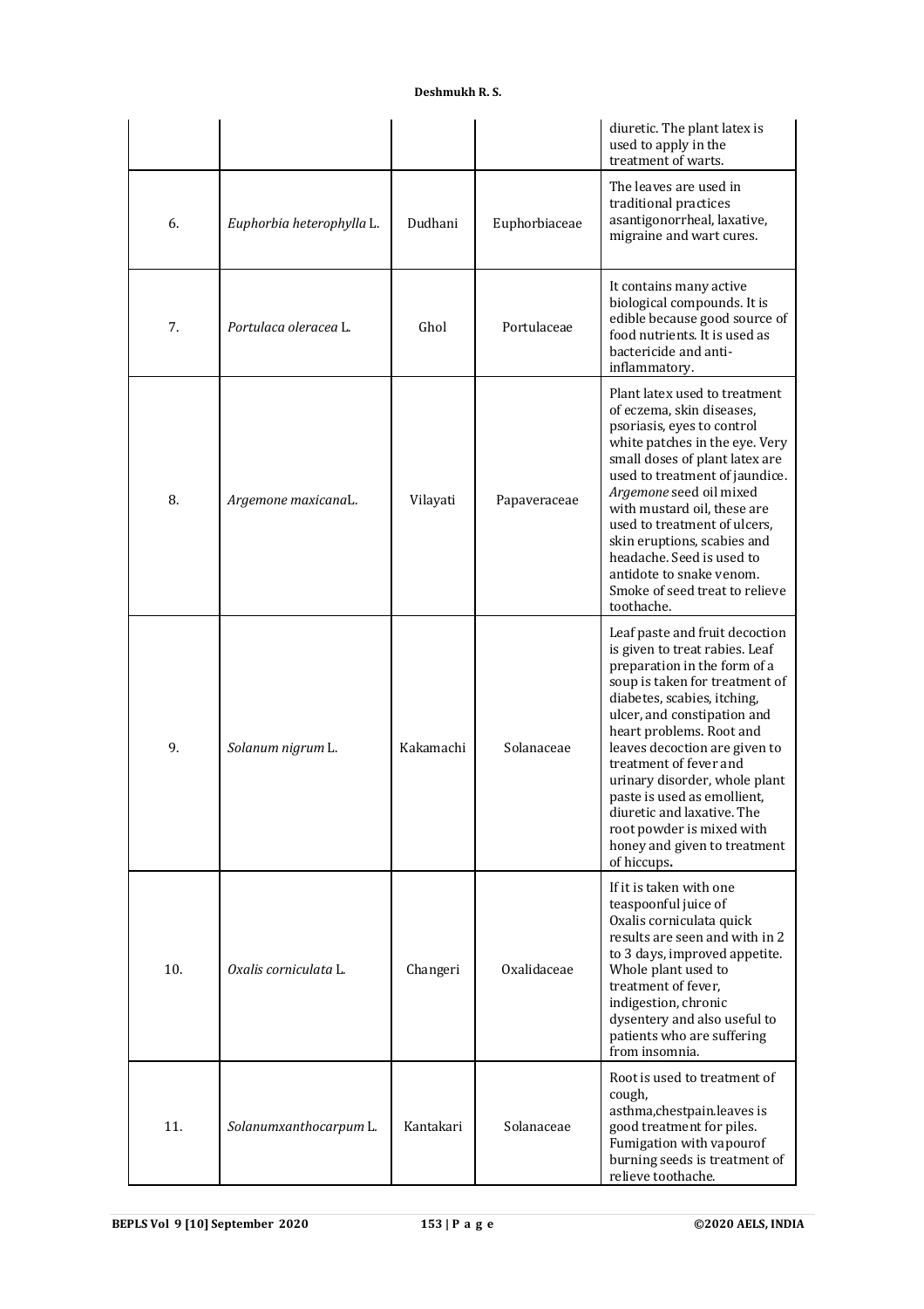|  |  |  |  | diuretic. The plant latex is used to apply in the treatment of warts. |
|---|---|---|---|---|
| 6. | *Euphorbia heterophylla* L. | Dudhani | Euphorbiaceae | The leaves are used in traditional practices asantigonorrheal, laxative, migraine and wart cures. |
| 7. | *Portulaca oleracea* L. | Ghol | Portulaceae | It contains many active biological compounds. It is edible because good source of food nutrients. It is used as bactericide and anti-inflammatory. |
| 8. | *Argemone maxicana*L. | Vilayati | Papaveraceae | Plant latex used to treatment of eczema, skin diseases, psoriasis, eyes to control white patches in the eye. Very small doses of plant latex are used to treatment of jaundice. *Argemone* seed oil mixed with mustard oil, these are used to treatment of ulcers, skin eruptions, scabies and headache. Seed is used to antidote to snake venom. Smoke of seed treat to relieve toothache. |
| 9. | *Solanum nigrum* L. | Kakamachi | Solanaceae | Leaf paste and fruit decoction is given to treat rabies. Leaf preparation in the form of a soup is taken for treatment of diabetes, scabies, itching, ulcer, and constipation and heart problems. Root and leaves decoction are given to treatment of fever and urinary disorder, whole plant paste is used as emollient, diuretic and laxative. The root powder is mixed with honey and given to treatment of hiccups**.** |
| 10. | *Oxalis corniculata* L. | Changeri | Oxalidaceae | If it is taken with one teaspoonful juice of Oxalis corniculata quick results are seen and with in 2 to 3 days, improved appetite. Whole plant used to treatment of fever, indigestion, chronic dysentery and also useful to patients who are suffering from insomnia. |
| 11. | *Solanumxanthocarpum* L. | Kantakari | Solanaceae | Root is used to treatment of cough, asthma,chestpain.leaves is good treatment for piles. Fumigation with vapourof burning seeds is treatment of relieve toothache. |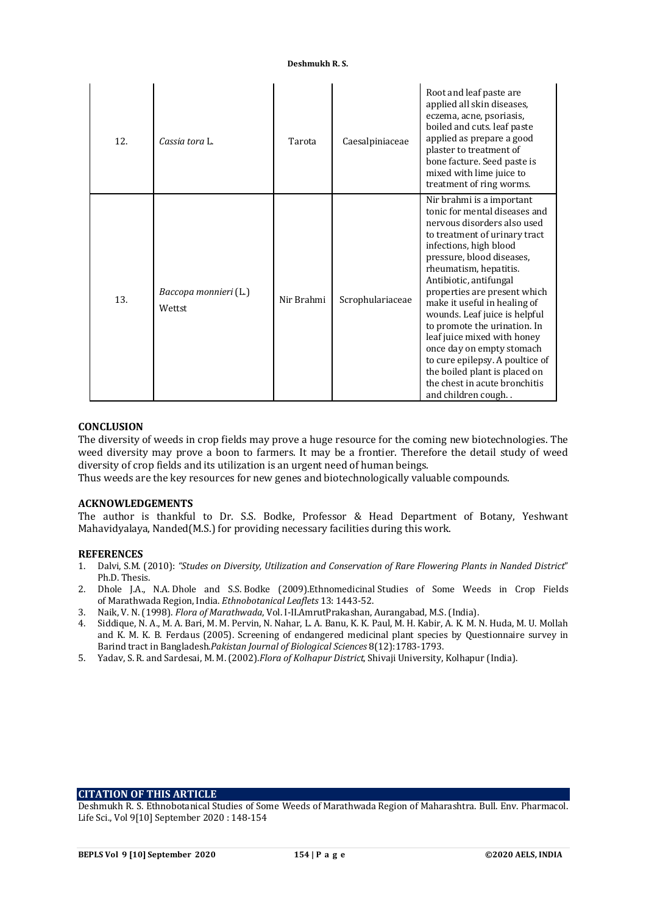| | | | | |
|---|---|---|---|---|
| 12. | *Cassia tora* L. | Tarota | Caesalpiniaceae | Root and leaf paste are applied all skin diseases, eczema, acne, psoriasis, boiled and cuts. leaf paste applied as prepare a good plaster to treatment of bone facture. Seed paste is mixed with lime juice to treatment of ring worms. |
| 13. | *Baccopa monnieri* (L.) Wettst | Nir Brahmi | Scrophulariaceae | Nir brahmi is a important tonic for mental diseases and nervous disorders also used to treatment of urinary tract infections, high blood pressure, blood diseases, rheumatism, hepatitis. Antibiotic, antifungal properties are present which make it useful in healing of wounds. Leaf juice is helpful to promote the urination. In leaf juice mixed with honey once day on empty stomach to cure epilepsy. A poultice of the boiled plant is placed on the chest in acute bronchitis and children cough. . |

## CONCLUSION

The diversity of weeds in crop fields may prove a huge resource for the coming new biotechnologies. The weed diversity may prove a boon to farmers. It may be a frontier. Therefore the detail study of weed diversity of crop fields and its utilization is an urgent need of human beings.

Thus weeds are the key resources for new genes and biotechnologically valuable compounds.

## ACKNOWLEDGEMENTS

The author is thankful to Dr. S.S. Bodke, Professor & Head Department of Botany, Yeshwant Mahavidyalaya, Nanded(M.S.) for providing necessary facilities during this work.

## REFERENCES

1. Dalvi, S.M. (2010): *"Studes on Diversity, Utilization and Conservation of Rare Flowering Plants in Nanded District*" Ph.D. Thesis.
2. Dhole J.A., N.A. Dhole and S.S. Bodke (2009).Ethnomedicinal Studies of Some Weeds in Crop Fields of Marathwada Region, India. *Ethnobotanical Leaflets* 13: 1443-52.
3. Naik, V. N. (1998). *Flora of Marathwada*, Vol. I-II.AmrutPrakashan, Aurangabad, M.S. (India).
4. Siddique, N. A., M. A. Bari, M. M. Pervin, N. Nahar, L. A. Banu, K. K. Paul, M. H. Kabir, A. K. M. N. Huda, M. U. Mollah and K. M. K. B. Ferdaus (2005). Screening of endangered medicinal plant species by Questionnaire survey in Barind tract in Bangladesh.*Pakistan Journal of Biological Sciences* 8(12):1783-1793.
5. Yadav, S. R. and Sardesai, M. M. (2002).*Flora of Kolhapur District*, Shivaji University, Kolhapur (India).

**CITATION OF THIS ARTICLE**

Deshmukh R. S. Ethnobotanical Studies of Some Weeds of Marathwada Region of Maharashtra. Bull. Env. Pharmacol. Life Sci., Vol 9[10] September 2020 : 148-154